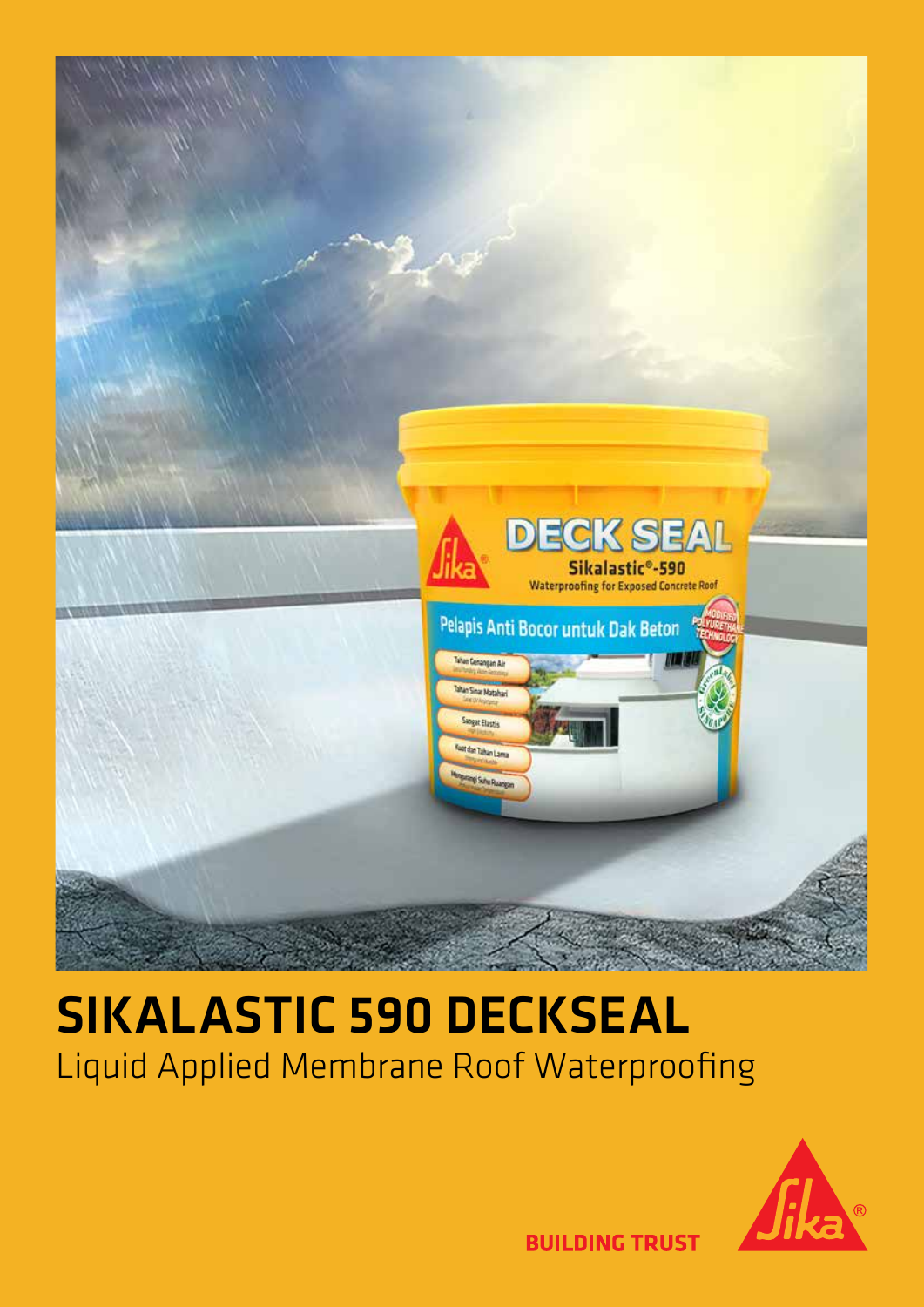# SIKALASTIC 590 DECKSEAL

Liquid Applied Membrane Roof Waterproofing

BUILDING TRUST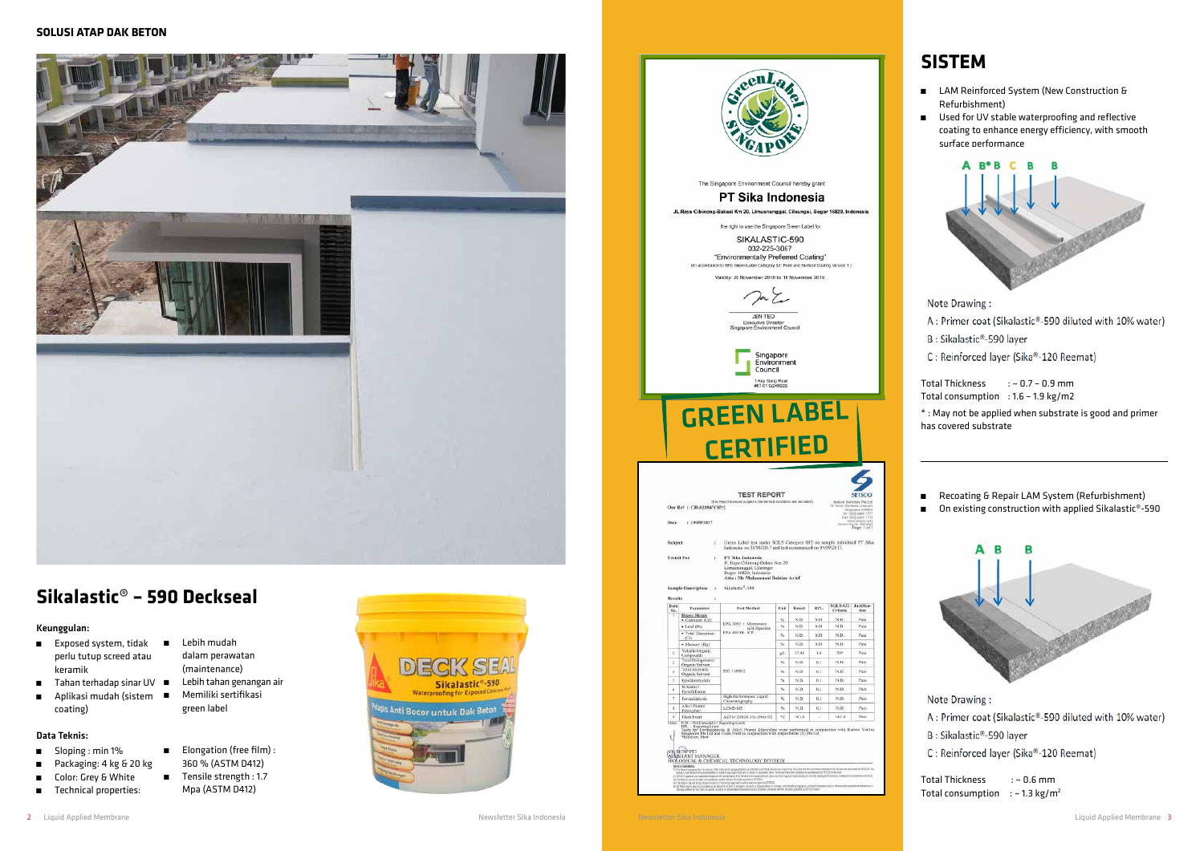## SOLUSI ATAP DAK BETON

# Sikalastic® – 590 Deckseal

### Keunggulan:

- Exposed system, tidak perlu tutup screed atau keramik
- Tahan terhadap sinar UV
- Aplikasi mudah (sistem coating)
- Lebih mudah dalam perawatan (maintenance)
- Lebih tahan genangan air
- Memiliki sertifikasi green label

### Data Teknis:

- Sloping : min 1%
- Packaging: 4 kg & 20 kg
- Color: Grey & White
- Technical properties:
- Elongation (free film) : 360 % (ASTM D412)
- Tensile strength : 1.7 Mpa (ASTM D412)

## GREEN LABEL CERTIFIED

# SISTEM

- LAM Reinforced System (New Construction & Refurbishment)
- Used for UV stable waterproofing and reflective coating to enhance energy efficiency, with smooth surface performance

Note Drawing :

A : Primer coat (Sikalastic®-590 diluted with 10% water)

B : Sikalastic®-590 layer

C : Reinforced layer (Sika®-120 Reemat)

Total Thickness : ~ 0.7 – 0.9 mm

Total consumption : 1.6 – 1.9 kg/m2

* : May not be applied when substrate is good and primer has covered substrate

- Recoating & Repair LAM System (Refurbishment)
- On existing construction with applied Sikalastic®-590

Note Drawing :

A : Primer coat (Sikalastic®-590 diluted with 10% water)

B : Sikalastic®-590 layer

C : Reinforced layer (Sika®-120 Reemat)

Total Thickness : ~ 0.6 mm

Total consumption : ~ 1.3 kg/m$^2$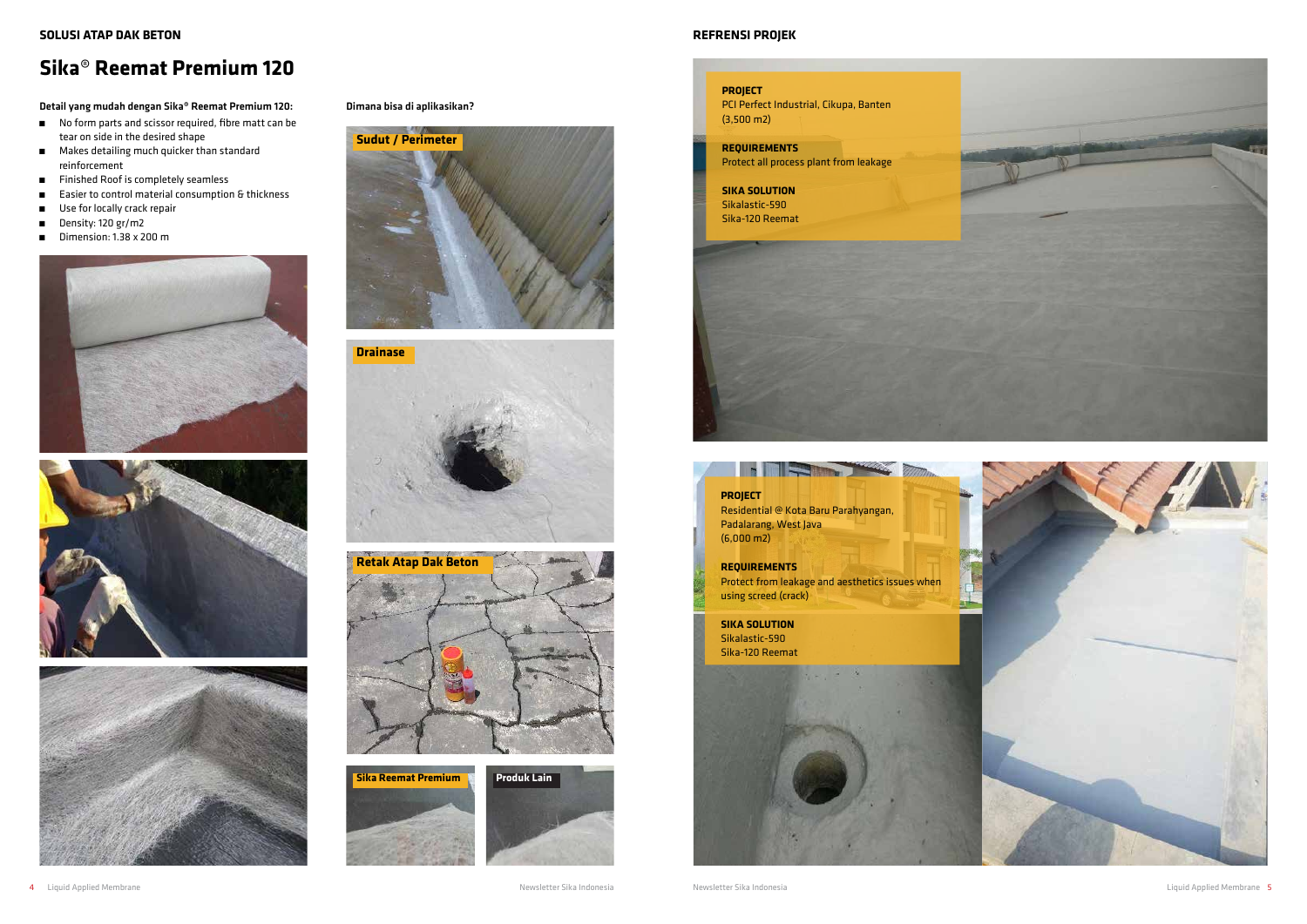SOLUSI ATAP DAK BETON

# Sika® Reemat Premium 120

**Detail yang mudah dengan Sika® Reemat Premium 120:**

- No form parts and scissor required, fibre matt can be tear on side in the desired shape
- Makes detailing much quicker than standard reinforcement
- Finished Roof is completely seamless
- Easier to control material consumption & thickness
- Use for locally crack repair
- Density: 120 gr/m2
- Dimension: 1.38 x 200 m

**Dimana bisa di aplikasikan?**

Sudut / Perimeter

Drainase

Retak Atap Dak Beton

Sika Reemat Premium

Produk Lain

## REFRENSI PROJEK

**PROJECT**
PCI Perfect Industrial, Cikupa, Banten
(3,500 m2)

**REQUIREMENTS**
Protect all process plant from leakage

**SIKA SOLUTION**
Sikalastic-590
Sika-120 Reemat

**PROJECT**
Residential @ Kota Baru Parahyangan, Padalarang, West Java
(6,000 m2)

**REQUIREMENTS**
Protect from leakage and aesthetics issues when using screed (crack)

**SIKA SOLUTION**
Sikalastic-590
Sika-120 Reemat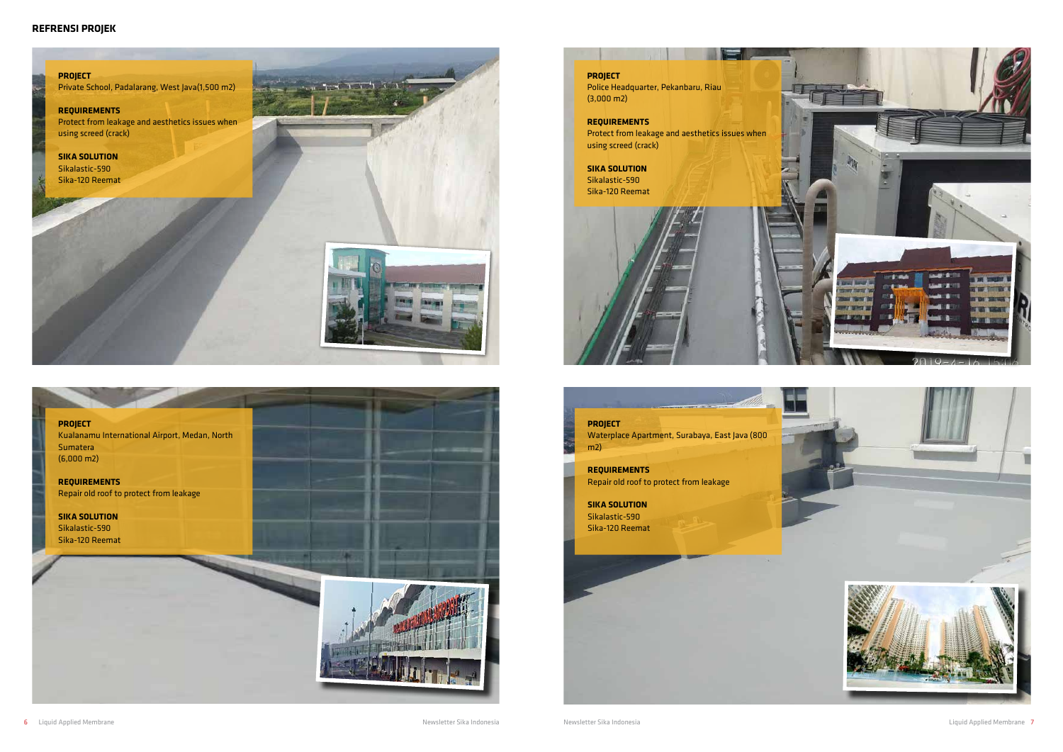## REFRENSI PROJEK

**PROJECT**
Private School, Padalarang, West Java(1,500 m2)

**REQUIREMENTS**
Protect from leakage and aesthetics issues when using screed (crack)

**SIKA SOLUTION**
Sikalastic-590
Sika-120 Reemat

**PROJECT**
Kualanamu International Airport, Medan, North Sumatera
(6,000 m2)

**REQUIREMENTS**
Repair old roof to protect from leakage

**SIKA SOLUTION**
Sikalastic-590
Sika-120 Reemat

**PROJECT**
Police Headquarter, Pekanbaru, Riau
(3,000 m2)

**REQUIREMENTS**
Protect from leakage and aesthetics issues when using screed (crack)

**SIKA SOLUTION**
Sikalastic-590
Sika-120 Reemat

**PROJECT**
Waterplace Apartment, Surabaya, East Java (800 m2)

**REQUIREMENTS**
Repair old roof to protect from leakage

**SIKA SOLUTION**
Sikalastic-590
Sika-120 Reemat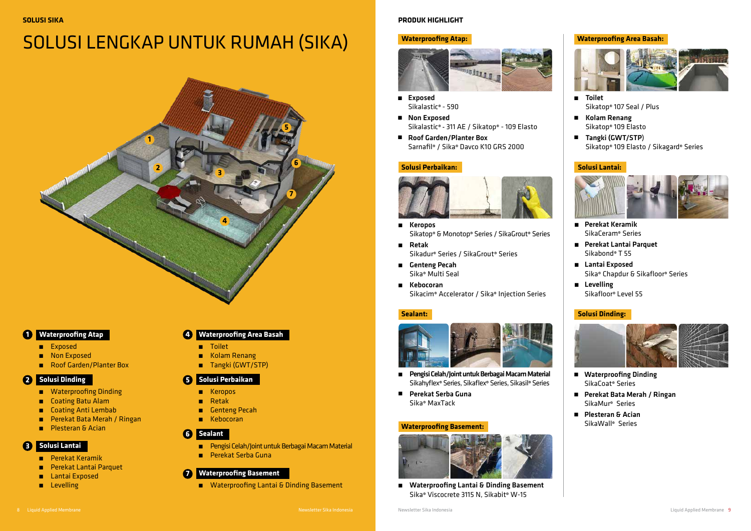SOLUSI SIKA

# SOLUSI LENGKAP UNTUK RUMAH (SIKA)

**1 Waterproofing Atap**
- Exposed
- Non Exposed
- Roof Garden/Planter Box

**2 Solusi Dinding**
- Waterproofing Dinding
- Coating Batu Alam
- Coating Anti Lembab
- Perekat Bata Merah / Ringan
- Plesteran & Acian

**3 Solusi Lantai**
- Perekat Keramik
- Perekat Lantai Parquet
- Lantai Exposed
- Levelling

**4 Waterproofing Area Basah**
- Toilet
- Kolam Renang
- Tangki (GWT/STP)

**5 Solusi Perbaikan**
- Keropos
- Retak
- Genteng Pecah
- Kebocoran

**6 Sealant**
- Pengisi Celah/Joint untuk Berbagai Macam Material
- Perekat Serba Guna

**7 Waterproofing Basement**
- Waterproofing Lantai & Dinding Basement

## PRODUK HIGHLIGHT

### Waterproofing Atap:
- **Exposed**
  Sikalastic® - 590
- **Non Exposed**
  Sikalastic® - 311 AE / Sikatop® - 109 Elasto
- **Roof Garden/Planter Box**
  Sarnafil® / Sika® Davco K10 GRS 2000

### Solusi Perbaikan:
- **Keropos**
  Sikatop® & Monotop® Series / SikaGrout® Series
- **Retak**
  Sikadur® Series / SikaGrout® Series
- **Genteng Pecah**
  Sika® Multi Seal
- **Kebocoran**
  Sikacim® Accelerator / Sika® Injection Series

### Sealant:
- **Pengisi Celah/Joint untuk Berbagai Macam Material**
  Sikahyflex® Series, Sikaflex® Series, Sikasil® Series
- **Perekat Serba Guna**
  Sika® MaxTack

### Waterproofing Basement:
- **Waterproofing Lantai & Dinding Basement**
  Sika® Viscocrete 3115 N, Sikabit® W-15

### Waterproofing Area Basah:
- **Toilet**
  Sikatop® 107 Seal / Plus
- **Kolam Renang**
  Sikatop® 109 Elasto
- **Tangki (GWT/STP)**
  Sikatop® 109 Elasto / Sikagard® Series

### Solusi Lantai:
- **Perekat Keramik**
  SikaCeram® Series
- **Perekat Lantai Parquet**
  Sikabond® T 55
- **Lantai Exposed**
  Sika® Chapdur & Sikafloor® Series
- **Levelling**
  Sikafloor® Level 55

### Solusi Dinding:
- **Waterproofing Dinding**
  SikaCoat® Series
- **Perekat Bata Merah / Ringan**
  SikaMur® Series
- **Plesteran & Acian**
  SikaWall® Series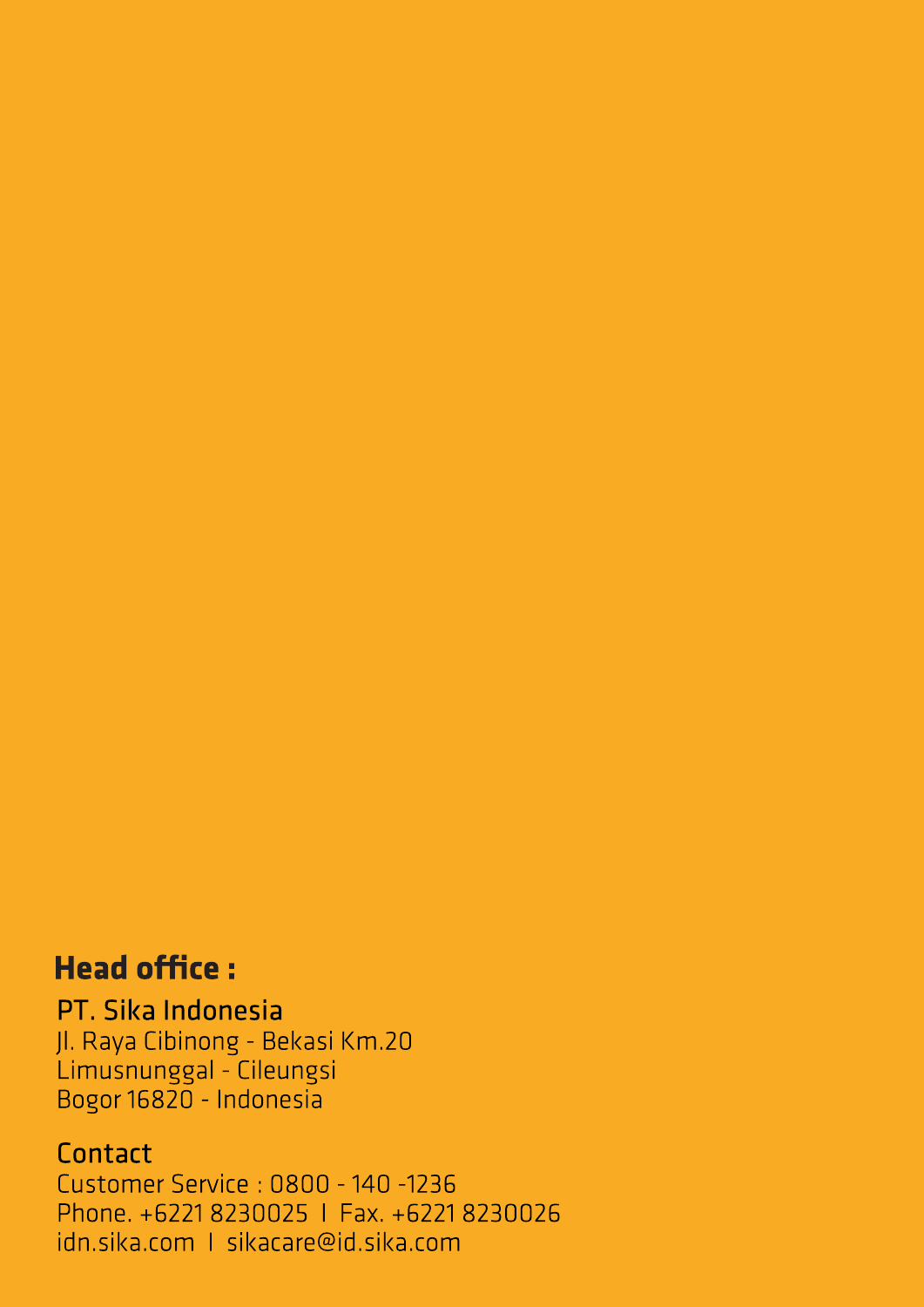## Head office :

PT. Sika Indonesia
Jl. Raya Cibinong - Bekasi Km.20
Limusnunggal - Cileungsi
Bogor 16820 - Indonesia

Contact
Customer Service : 0800 - 140 -1236
Phone. +6221 8230025 I Fax. +6221 8230026
idn.sika.com I sikacare@id.sika.com